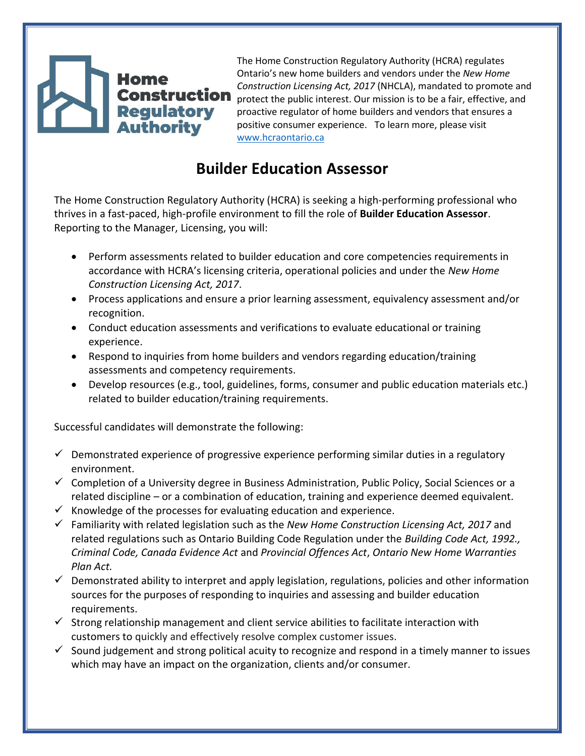Home Construction Regulatory Authority

The Home Construction Regulatory Authority (HCRA) regulates Ontario's new home builders and vendors under the *New Home Construction Licensing Act, 2017* (NHCLA), mandated to promote and protect the public interest. Our mission is to be a fair, effective, and proactive regulator of home builders and vendors that ensures a positive consumer experience. To learn more, please visit www.hcraontario.ca

# Builder Education Assessor

The Home Construction Regulatory Authority (HCRA) is seeking a high-performing professional who thrives in a fast-paced, high-profile environment to fill the role of **Builder Education Assessor**. Reporting to the Manager, Licensing, you will:

- Perform assessments related to builder education and core competencies requirements in accordance with HCRA's licensing criteria, operational policies and under the *New Home Construction Licensing Act, 2017*.
- Process applications and ensure a prior learning assessment, equivalency assessment and/or recognition.
- Conduct education assessments and verifications to evaluate educational or training experience.
- Respond to inquiries from home builders and vendors regarding education/training assessments and competency requirements.
- Develop resources (e.g., tool, guidelines, forms, consumer and public education materials etc.) related to builder education/training requirements.

Successful candidates will demonstrate the following:

- ✓ Demonstrated experience of progressive experience performing similar duties in a regulatory environment.
- ✓ Completion of a University degree in Business Administration, Public Policy, Social Sciences or a related discipline – or a combination of education, training and experience deemed equivalent.
- ✓ Knowledge of the processes for evaluating education and experience.
- ✓ Familiarity with related legislation such as the *New Home Construction Licensing Act, 2017* and related regulations such as Ontario Building Code Regulation under the *Building Code Act, 1992., Criminal Code, Canada Evidence Act* and *Provincial Offences Act*, *Ontario New Home Warranties Plan Act.*
- ✓ Demonstrated ability to interpret and apply legislation, regulations, policies and other information sources for the purposes of responding to inquiries and assessing and builder education requirements.
- ✓ Strong relationship management and client service abilities to facilitate interaction with customers to quickly and effectively resolve complex customer issues.
- ✓ Sound judgement and strong political acuity to recognize and respond in a timely manner to issues which may have an impact on the organization, clients and/or consumer.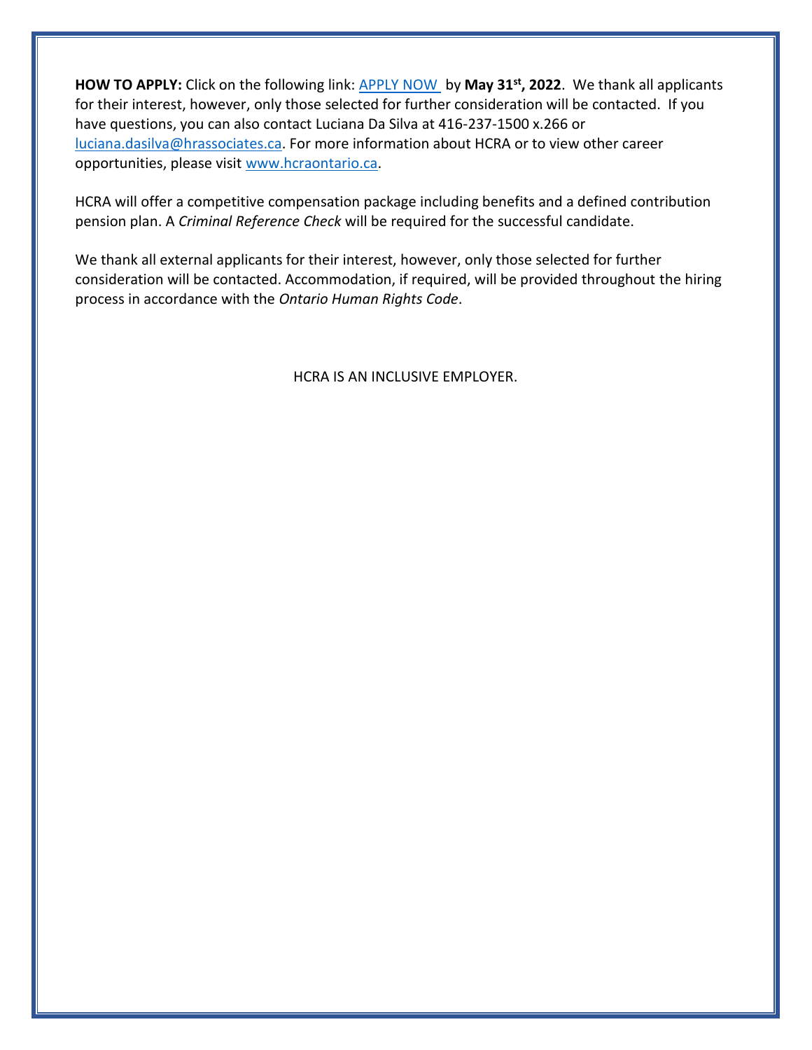**HOW TO APPLY:** Click on the following link: APPLY NOW by **May 31st, 2022**. We thank all applicants for their interest, however, only those selected for further consideration will be contacted. If you have questions, you can also contact Luciana Da Silva at 416-237-1500 x.266 or luciana.dasilva@hrassociates.ca. For more information about HCRA or to view other career opportunities, please visit www.hcraontario.ca.

HCRA will offer a competitive compensation package including benefits and a defined contribution pension plan. A *Criminal Reference Check* will be required for the successful candidate.

We thank all external applicants for their interest, however, only those selected for further consideration will be contacted. Accommodation, if required, will be provided throughout the hiring process in accordance with the *Ontario Human Rights Code*.

HCRA IS AN INCLUSIVE EMPLOYER.